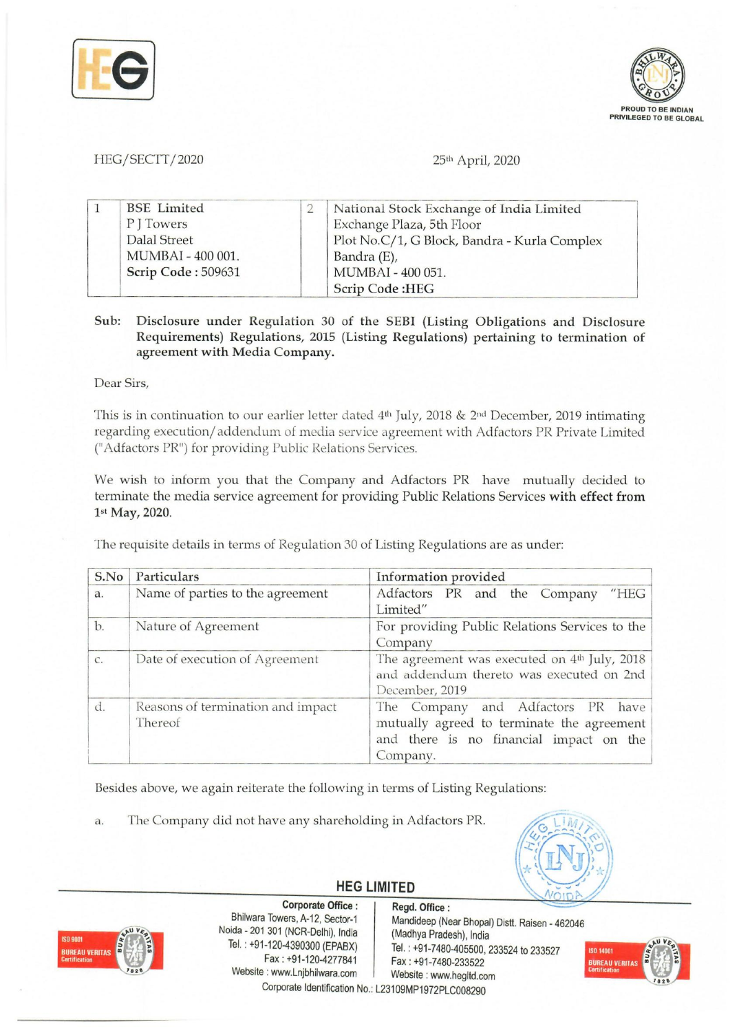HEG/SECTT/2020

25th April, 2020

| 1 | BSE Limited<br>P J Towers<br>Dalal Street<br>MUMBAI - 400 001.<br>**Scrip Code : 509631** | 2 | National Stock Exchange of India Limited<br>Exchange Plaza, 5th Floor<br>Plot No.C/1, G Block, Bandra - Kurla Complex<br>Bandra (E),<br>MUMBAI - 400 051.<br>**Scrip Code :HEG** |
|---|---|---|---|

**Sub: Disclosure under Regulation 30 of the SEBI (Listing Obligations and Disclosure Requirements) Regulations, 2015 (Listing Regulations) pertaining to termination of agreement with Media Company.**

Dear Sirs,

This is in continuation to our earlier letter dated 4th July, 2018 & 2nd December, 2019 intimating regarding execution/addendum of media service agreement with Adfactors PR Private Limited ("Adfactors PR") for providing Public Relations Services.

We wish to inform you that the Company and Adfactors PR have mutually decided to terminate the media service agreement for providing Public Relations Services **with effect from 1st May, 2020.**

The requisite details in terms of Regulation 30 of Listing Regulations are as under:

| S.No | Particulars | Information provided |
|---|---|---|
| a. | Name of parties to the agreement | Adfactors PR and the Company "HEG Limited" |
| b. | Nature of Agreement | For providing Public Relations Services to the Company |
| c. | Date of execution of Agreement | The agreement was executed on 4th July, 2018 and addendum thereto was executed on 2nd December, 2019 |
| d. | Reasons of termination and impact Thereof | The Company and Adfactors PR have mutually agreed to terminate the agreement and there is no financial impact on the Company. |

Besides above, we again reiterate the following in terms of Listing Regulations:

a. The Company did not have any shareholding in Adfactors PR.

**HEG LIMITED**

**Corporate Office :** Bhilwara Towers, A-12, Sector-1, Noida - 201 301 (NCR-Delhi), India
Tel. : +91-120-4390300 (EPABX)
Fax : +91-120-4277841
Website : www.Lnjbhilwara.com

**Regd. Office :** Mandideep (Near Bhopal) Distt. Raisen - 462046 (Madhya Pradesh), India
Tel. : +91-7480-405500, 233524 to 233527
Fax : +91-7480-233522
Website : www.hegltd.com

Corporate Identification No.: L23109MP1972PLC008290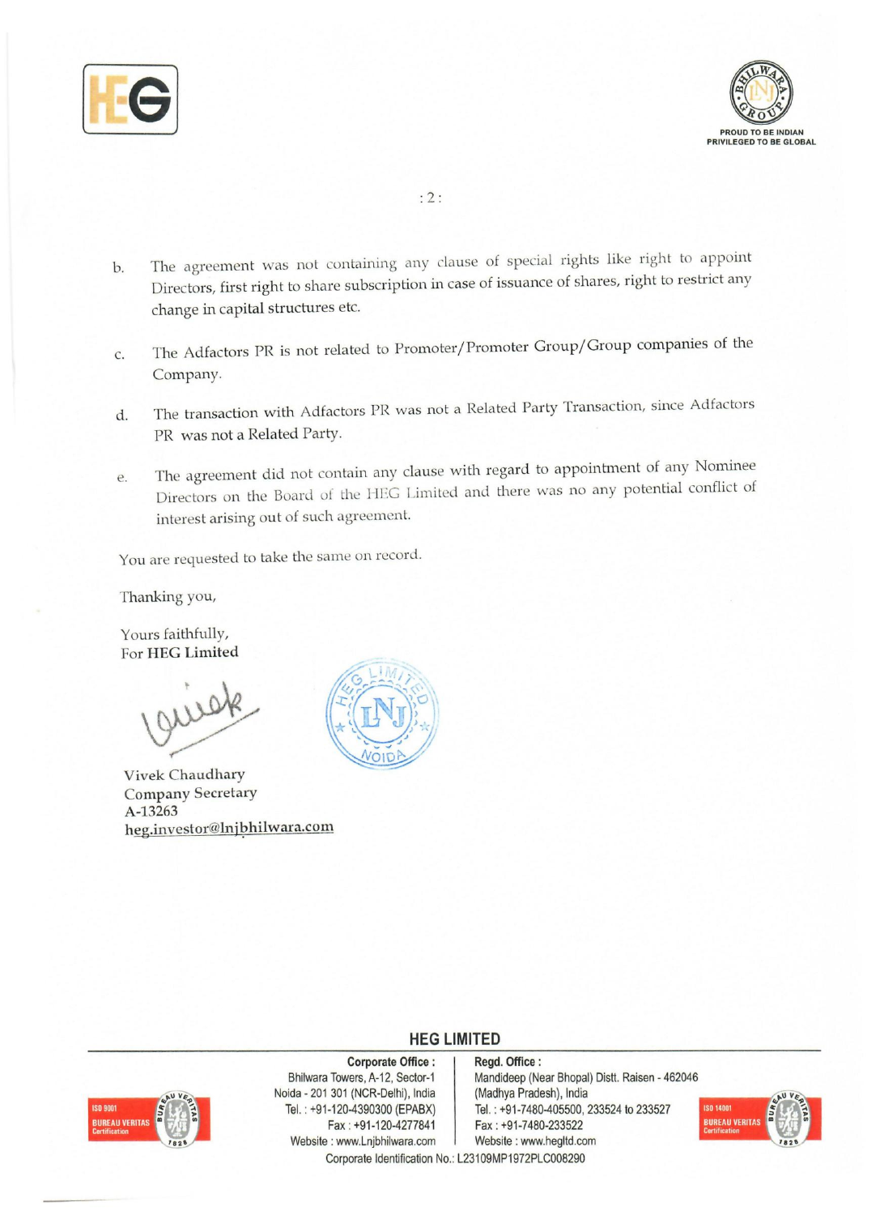b. The agreement was not containing any clause of special rights like right to appoint Directors, first right to share subscription in case of issuance of shares, right to restrict any change in capital structures etc.

c. The Adfactors PR is not related to Promoter/Promoter Group/Group companies of the Company.

d. The transaction with Adfactors PR was not a Related Party Transaction, since Adfactors PR was not a Related Party.

e. The agreement did not contain any clause with regard to appointment of any Nominee Directors on the Board of the HEG Limited and there was no any potential conflict of interest arising out of such agreement.

You are requested to take the same on record.

Thanking you,

Yours faithfully,
For **HEG Limited**

Vivek Chaudhary
Company Secretary
A-13263
heg.investor@lnjbhilwara.com

**HEG LIMITED**

**Corporate Office :**
Bhilwara Towers, A-12, Sector-1
Noida - 201 301 (NCR-Delhi), India
Tel. : +91-120-4390300 (EPABX)
Fax : +91-120-4277841
Website : www.Lnjbhilwara.com

**Regd. Office :**
Mandideep (Near Bhopal) Distt. Raisen - 462046
(Madhya Pradesh), India
Tel. : +91-7480-405500, 233524 to 233527
Fax : +91-7480-233522
Website : www.hegltd.com

Corporate Identification No.: L23109MP1972PLC008290